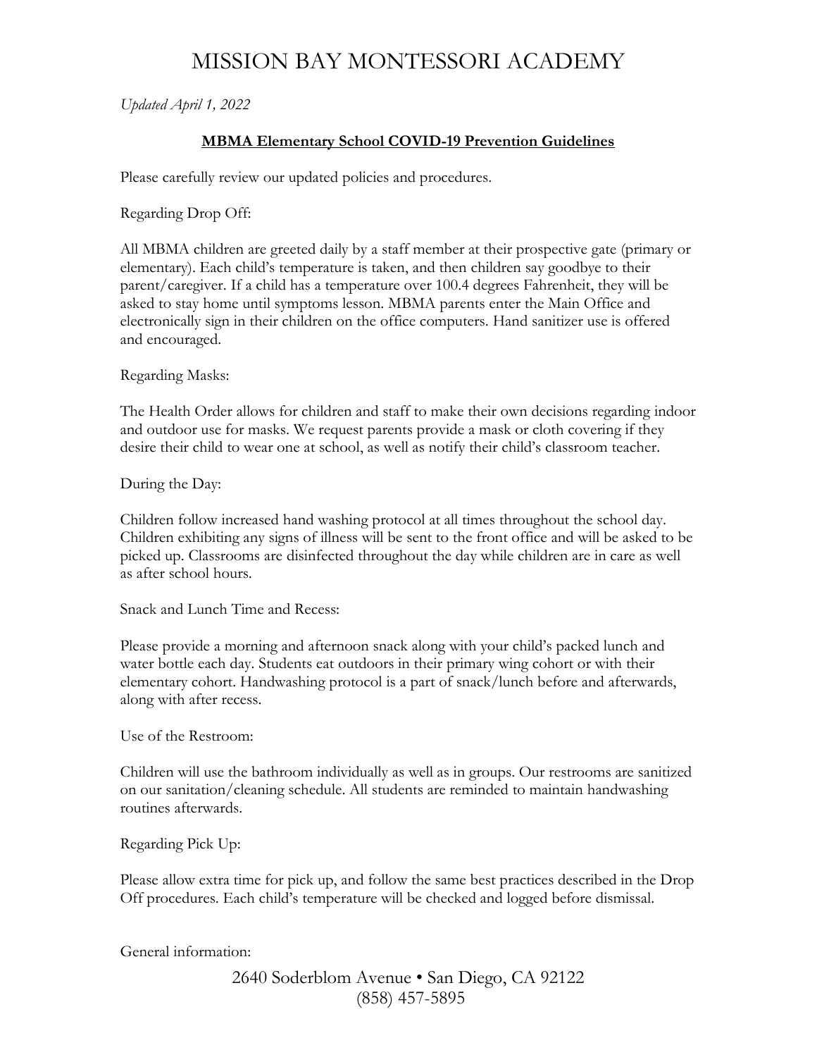# MISSION BAY MONTESSORI ACADEMY

*Updated April 1, 2022*

**MBMA Elementary School COVID-19 Prevention Guidelines**

Please carefully review our updated policies and procedures.

Regarding Drop Off:

All MBMA children are greeted daily by a staff member at their prospective gate (primary or elementary). Each child's temperature is taken, and then children say goodbye to their parent/caregiver. If a child has a temperature over 100.4 degrees Fahrenheit, they will be asked to stay home until symptoms lesson. MBMA parents enter the Main Office and electronically sign in their children on the office computers. Hand sanitizer use is offered and encouraged.

Regarding Masks:

The Health Order allows for children and staff to make their own decisions regarding indoor and outdoor use for masks. We request parents provide a mask or cloth covering if they desire their child to wear one at school, as well as notify their child's classroom teacher.

During the Day:

Children follow increased hand washing protocol at all times throughout the school day. Children exhibiting any signs of illness will be sent to the front office and will be asked to be picked up. Classrooms are disinfected throughout the day while children are in care as well as after school hours.

Snack and Lunch Time and Recess:

Please provide a morning and afternoon snack along with your child's packed lunch and water bottle each day. Students eat outdoors in their primary wing cohort or with their elementary cohort. Handwashing protocol is a part of snack/lunch before and afterwards, along with after recess.

Use of the Restroom:

Children will use the bathroom individually as well as in groups. Our restrooms are sanitized on our sanitation/cleaning schedule. All students are reminded to maintain handwashing routines afterwards.

Regarding Pick Up:

Please allow extra time for pick up, and follow the same best practices described in the Drop Off procedures. Each child's temperature will be checked and logged before dismissal.

General information: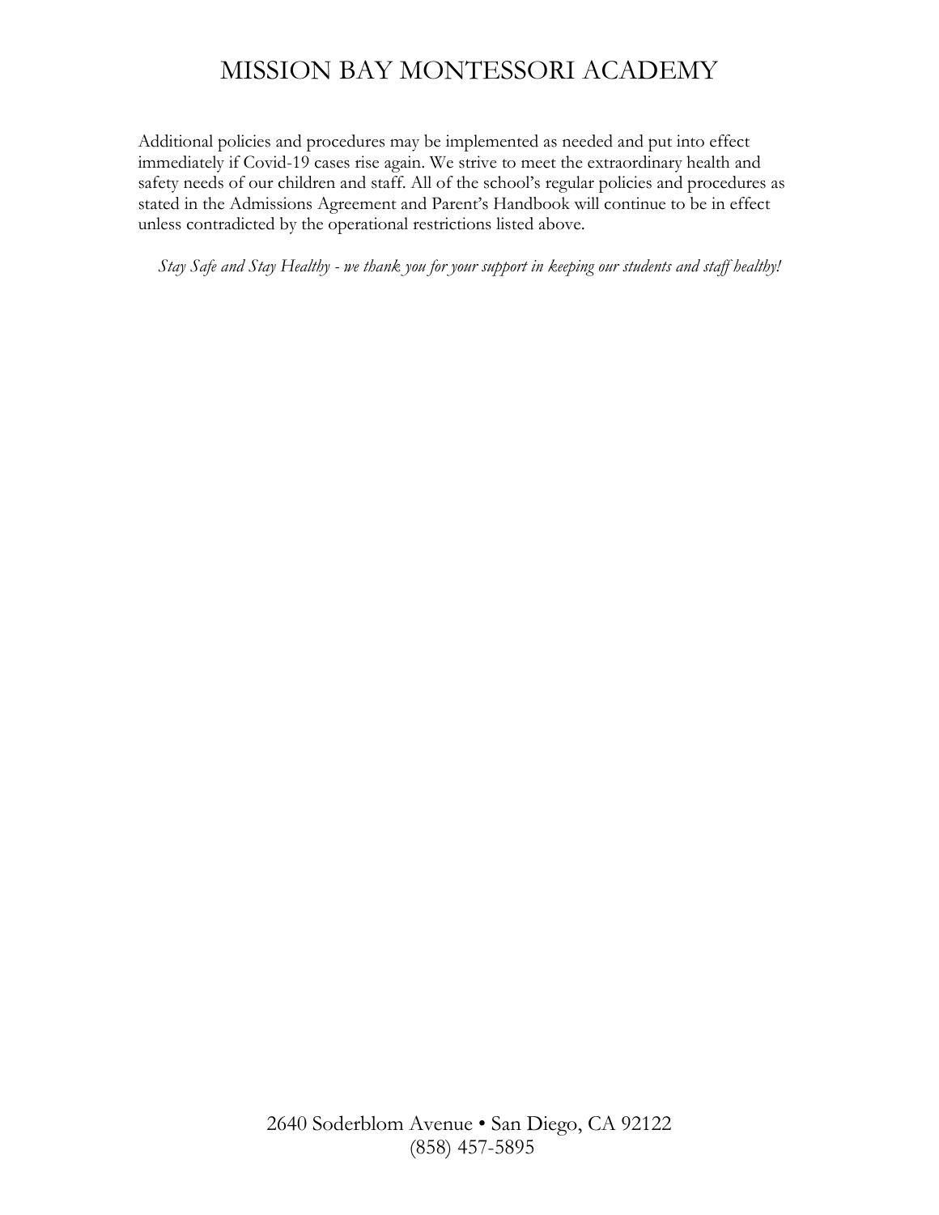Additional policies and procedures may be implemented as needed and put into effect immediately if Covid-19 cases rise again. We strive to meet the extraordinary health and safety needs of our children and staff. All of the school's regular policies and procedures as stated in the Admissions Agreement and Parent's Handbook will continue to be in effect unless contradicted by the operational restrictions listed above.

*Stay Safe and Stay Healthy - we thank you for your support in keeping our students and staff healthy!*